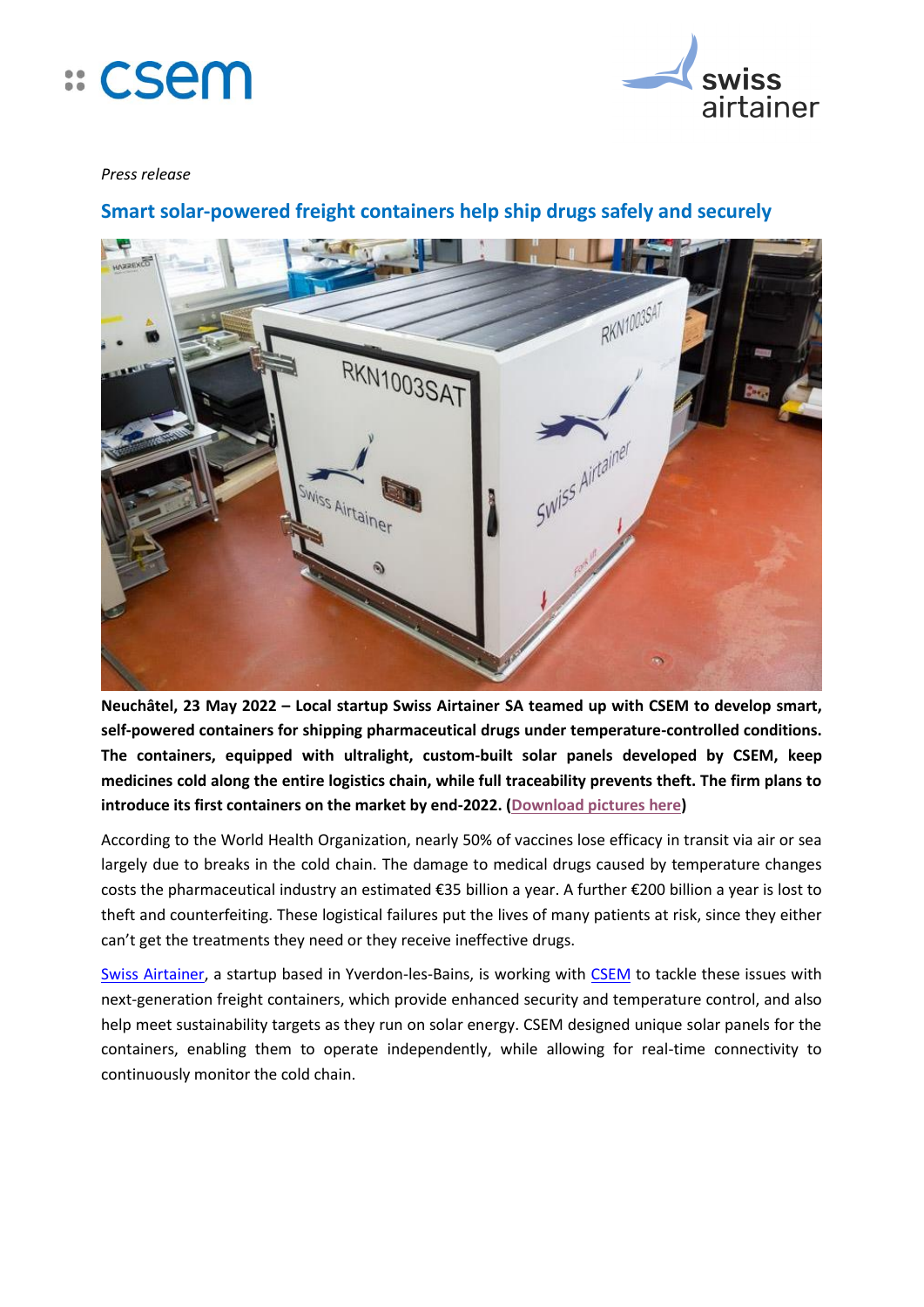*Press release*

## Smart solar-powered freight containers help ship drugs safely and securely

**Neuchâtel, 23 May 2022 – Local startup Swiss Airtainer SA teamed up with CSEM to develop smart, self-powered containers for shipping pharmaceutical drugs under temperature-controlled conditions. The containers, equipped with ultralight, custom-built solar panels developed by CSEM, keep medicines cold along the entire logistics chain, while full traceability prevents theft. The firm plans to introduce its first containers on the market by end-2022. (Download pictures here)**

According to the World Health Organization, nearly 50% of vaccines lose efficacy in transit via air or sea largely due to breaks in the cold chain. The damage to medical drugs caused by temperature changes costs the pharmaceutical industry an estimated €35 billion a year. A further €200 billion a year is lost to theft and counterfeiting. These logistical failures put the lives of many patients at risk, since they either can't get the treatments they need or they receive ineffective drugs.

Swiss Airtainer, a startup based in Yverdon-les-Bains, is working with CSEM to tackle these issues with next-generation freight containers, which provide enhanced security and temperature control, and also help meet sustainability targets as they run on solar energy. CSEM designed unique solar panels for the containers, enabling them to operate independently, while allowing for real-time connectivity to continuously monitor the cold chain.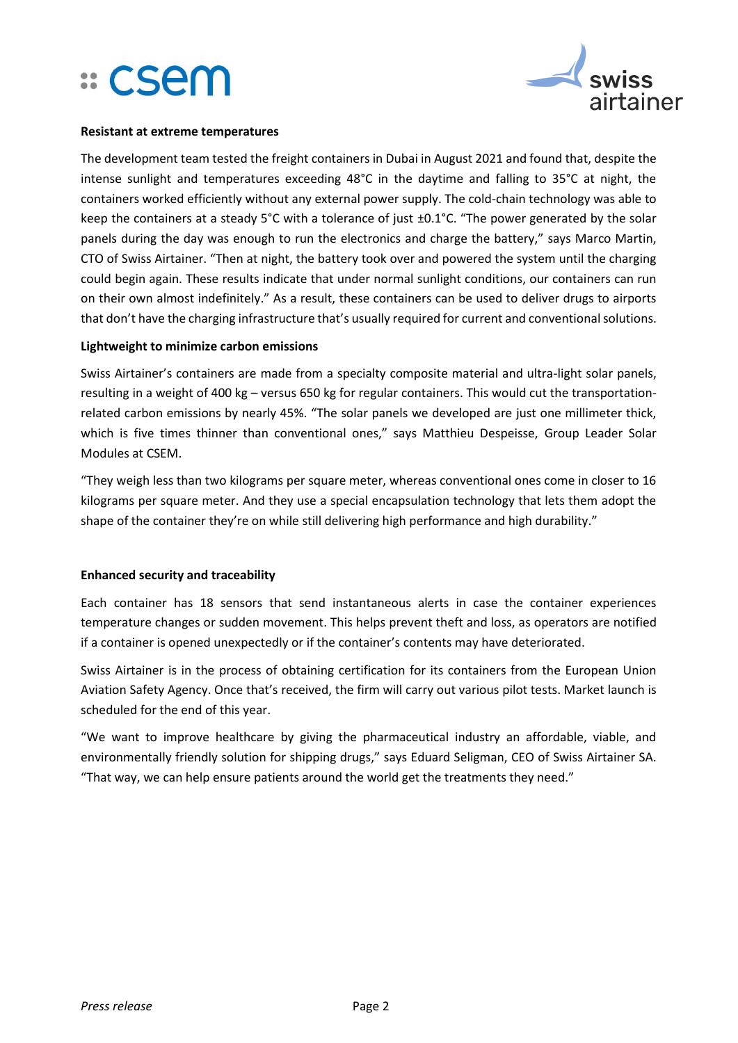**Resistant at extreme temperatures**

The development team tested the freight containers in Dubai in August 2021 and found that, despite the intense sunlight and temperatures exceeding 48°C in the daytime and falling to 35°C at night, the containers worked efficiently without any external power supply. The cold-chain technology was able to keep the containers at a steady 5°C with a tolerance of just ±0.1°C. "The power generated by the solar panels during the day was enough to run the electronics and charge the battery," says Marco Martin, CTO of Swiss Airtainer. "Then at night, the battery took over and powered the system until the charging could begin again. These results indicate that under normal sunlight conditions, our containers can run on their own almost indefinitely." As a result, these containers can be used to deliver drugs to airports that don't have the charging infrastructure that's usually required for current and conventional solutions.

**Lightweight to minimize carbon emissions**

Swiss Airtainer's containers are made from a specialty composite material and ultra-light solar panels, resulting in a weight of 400 kg – versus 650 kg for regular containers. This would cut the transportation-related carbon emissions by nearly 45%. "The solar panels we developed are just one millimeter thick, which is five times thinner than conventional ones," says Matthieu Despeisse, Group Leader Solar Modules at CSEM.

"They weigh less than two kilograms per square meter, whereas conventional ones come in closer to 16 kilograms per square meter. And they use a special encapsulation technology that lets them adopt the shape of the container they're on while still delivering high performance and high durability."

**Enhanced security and traceability**

Each container has 18 sensors that send instantaneous alerts in case the container experiences temperature changes or sudden movement. This helps prevent theft and loss, as operators are notified if a container is opened unexpectedly or if the container's contents may have deteriorated.

Swiss Airtainer is in the process of obtaining certification for its containers from the European Union Aviation Safety Agency. Once that's received, the firm will carry out various pilot tests. Market launch is scheduled for the end of this year.

"We want to improve healthcare by giving the pharmaceutical industry an affordable, viable, and environmentally friendly solution for shipping drugs," says Eduard Seligman, CEO of Swiss Airtainer SA. "That way, we can help ensure patients around the world get the treatments they need."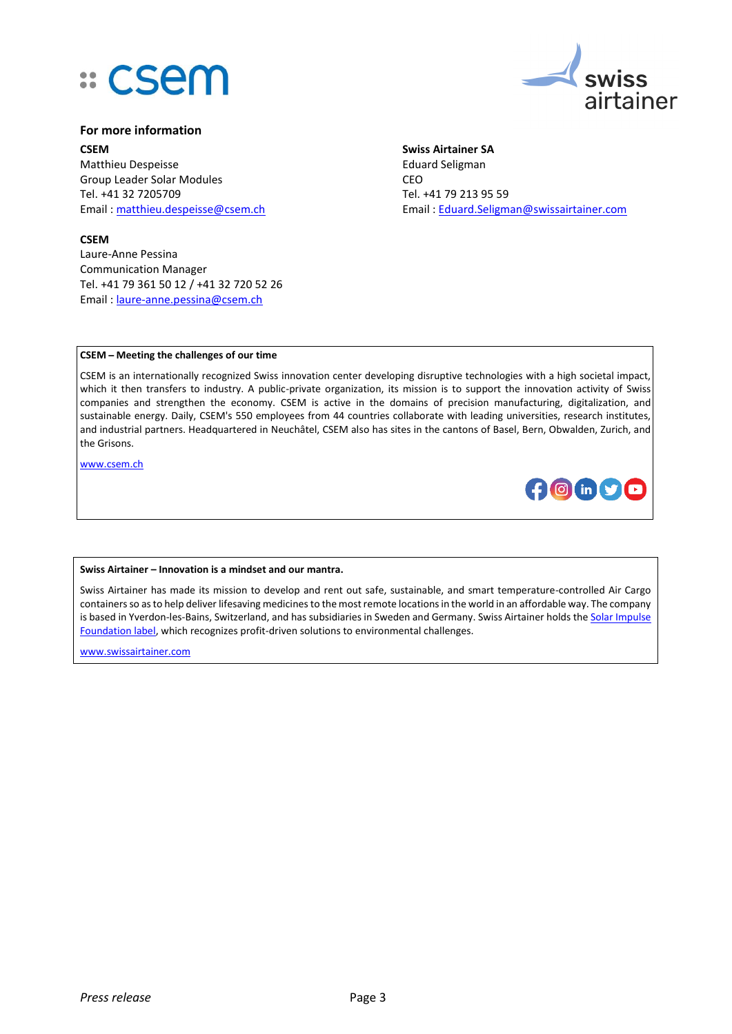### For more information

**CSEM**
Matthieu Despeisse
Group Leader Solar Modules
Tel. +41 32 7205709
Email : matthieu.despeisse@csem.ch

**CSEM**
Laure-Anne Pessina
Communication Manager
Tel. +41 79 361 50 12 / +41 32 720 52 26
Email : laure-anne.pessina@csem.ch

**Swiss Airtainer SA**
Eduard Seligman
CEO
Tel. +41 79 213 95 59
Email : Eduard.Seligman@swissairtainer.com

**CSEM – Meeting the challenges of our time**

CSEM is an internationally recognized Swiss innovation center developing disruptive technologies with a high societal impact, which it then transfers to industry. A public-private organization, its mission is to support the innovation activity of Swiss companies and strengthen the economy. CSEM is active in the domains of precision manufacturing, digitalization, and sustainable energy. Daily, CSEM's 550 employees from 44 countries collaborate with leading universities, research institutes, and industrial partners. Headquartered in Neuchâtel, CSEM also has sites in the cantons of Basel, Bern, Obwalden, Zurich, and the Grisons.

www.csem.ch

**Swiss Airtainer – Innovation is a mindset and our mantra.**

Swiss Airtainer has made its mission to develop and rent out safe, sustainable, and smart temperature-controlled Air Cargo containers so as to help deliver lifesaving medicines to the most remote locations in the world in an affordable way. The company is based in Yverdon-les-Bains, Switzerland, and has subsidiaries in Sweden and Germany. Swiss Airtainer holds the Solar Impulse Foundation label, which recognizes profit-driven solutions to environmental challenges.

www.swissairtainer.com